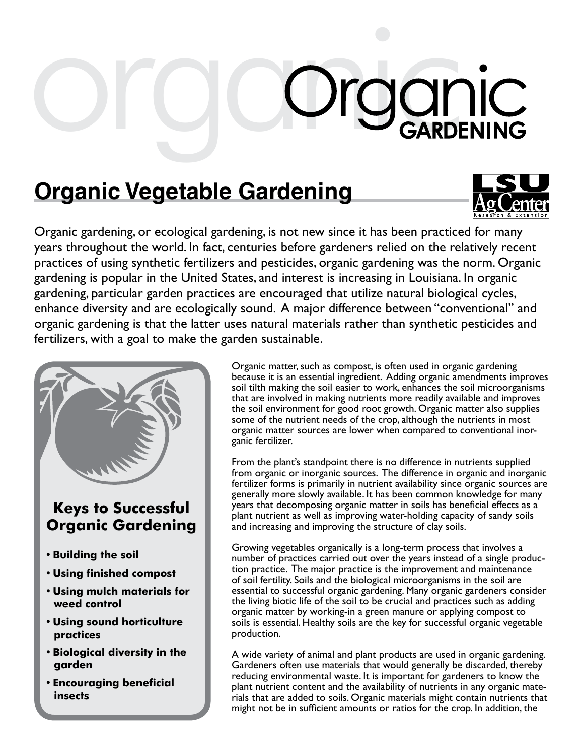# Organic GARDENING

## Organic Vegetable Gardening

Organic gardening, or ecological gardening, is not new since it has been practiced for many years throughout the world. In fact, centuries before gardeners relied on the relatively recent practices of using synthetic fertilizers and pesticides, organic gardening was the norm. Organic gardening is popular in the United States, and interest is increasing in Louisiana. In organic gardening, particular garden practices are encouraged that utilize natural biological cycles, enhance diversity and are ecologically sound. A major difference between "conventional" and organic gardening is that the latter uses natural materials rather than synthetic pesticides and fertilizers, with a goal to make the garden sustainable.

### Keys to Successful Organic Gardening

- **Building the soil**
- **Using finished compost**
- **Using mulch materials for weed control**
- **Using sound horticulture practices**
- **Biological diversity in the garden**
- **Encouraging beneficial insects**

Organic matter, such as compost, is often used in organic gardening because it is an essential ingredient. Adding organic amendments improves soil tilth making the soil easier to work, enhances the soil microorganisms that are involved in making nutrients more readily available and improves the soil environment for good root growth. Organic matter also supplies some of the nutrient needs of the crop, although the nutrients in most organic matter sources are lower when compared to conventional inorganic fertilizer.

From the plant's standpoint there is no difference in nutrients supplied from organic or inorganic sources. The difference in organic and inorganic fertilizer forms is primarily in nutrient availability since organic sources are generally more slowly available. It has been common knowledge for many years that decomposing organic matter in soils has beneficial effects as a plant nutrient as well as improving water-holding capacity of sandy soils and increasing and improving the structure of clay soils.

Growing vegetables organically is a long-term process that involves a number of practices carried out over the years instead of a single production practice. The major practice is the improvement and maintenance of soil fertility. Soils and the biological microorganisms in the soil are essential to successful organic gardening. Many organic gardeners consider the living biotic life of the soil to be crucial and practices such as adding organic matter by working-in a green manure or applying compost to soils is essential. Healthy soils are the key for successful organic vegetable production.

A wide variety of animal and plant products are used in organic gardening. Gardeners often use materials that would generally be discarded, thereby reducing environmental waste. It is important for gardeners to know the plant nutrient content and the availability of nutrients in any organic materials that are added to soils. Organic materials might contain nutrients that might not be in sufficient amounts or ratios for the crop. In addition, the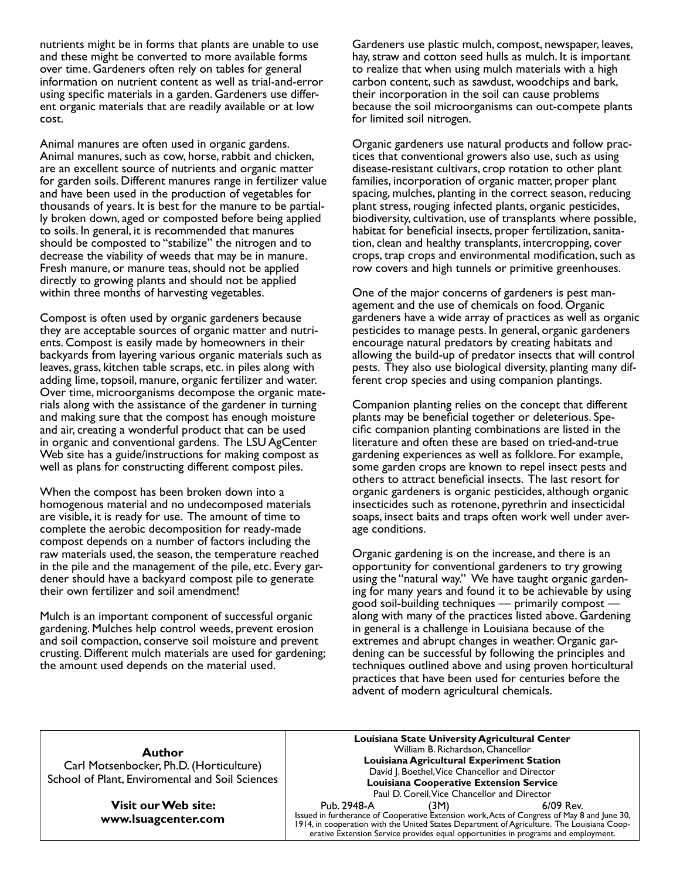nutrients might be in forms that plants are unable to use and these might be converted to more available forms over time. Gardeners often rely on tables for general information on nutrient content as well as trial-and-error using specific materials in a garden. Gardeners use different organic materials that are readily available or at low cost.

Animal manures are often used in organic gardens. Animal manures, such as cow, horse, rabbit and chicken, are an excellent source of nutrients and organic matter for garden soils. Different manures range in fertilizer value and have been used in the production of vegetables for thousands of years. It is best for the manure to be partially broken down, aged or composted before being applied to soils. In general, it is recommended that manures should be composted to "stabilize" the nitrogen and to decrease the viability of weeds that may be in manure. Fresh manure, or manure teas, should not be applied directly to growing plants and should not be applied within three months of harvesting vegetables.

Compost is often used by organic gardeners because they are acceptable sources of organic matter and nutrients. Compost is easily made by homeowners in their backyards from layering various organic materials such as leaves, grass, kitchen table scraps, etc. in piles along with adding lime, topsoil, manure, organic fertilizer and water. Over time, microorganisms decompose the organic materials along with the assistance of the gardener in turning and making sure that the compost has enough moisture and air, creating a wonderful product that can be used in organic and conventional gardens. The LSU AgCenter Web site has a guide/instructions for making compost as well as plans for constructing different compost piles.

When the compost has been broken down into a homogenous material and no undecomposed materials are visible, it is ready for use. The amount of time to complete the aerobic decomposition for ready-made compost depends on a number of factors including the raw materials used, the season, the temperature reached in the pile and the management of the pile, etc. Every gardener should have a backyard compost pile to generate their own fertilizer and soil amendment!

Mulch is an important component of successful organic gardening. Mulches help control weeds, prevent erosion and soil compaction, conserve soil moisture and prevent crusting. Different mulch materials are used for gardening; the amount used depends on the material used.

Gardeners use plastic mulch, compost, newspaper, leaves, hay, straw and cotton seed hulls as mulch. It is important to realize that when using mulch materials with a high carbon content, such as sawdust, woodchips and bark, their incorporation in the soil can cause problems because the soil microorganisms can out-compete plants for limited soil nitrogen.

Organic gardeners use natural products and follow practices that conventional growers also use, such as using disease-resistant cultivars, crop rotation to other plant families, incorporation of organic matter, proper plant spacing, mulches, planting in the correct season, reducing plant stress, rouging infected plants, organic pesticides, biodiversity, cultivation, use of transplants where possible, habitat for beneficial insects, proper fertilization, sanitation, clean and healthy transplants, intercropping, cover crops, trap crops and environmental modification, such as row covers and high tunnels or primitive greenhouses.

One of the major concerns of gardeners is pest management and the use of chemicals on food. Organic gardeners have a wide array of practices as well as organic pesticides to manage pests. In general, organic gardeners encourage natural predators by creating habitats and allowing the build-up of predator insects that will control pests. They also use biological diversity, planting many different crop species and using companion plantings.

Companion planting relies on the concept that different plants may be beneficial together or deleterious. Specific companion planting combinations are listed in the literature and often these are based on tried-and-true gardening experiences as well as folklore. For example, some garden crops are known to repel insect pests and others to attract beneficial insects. The last resort for organic gardeners is organic pesticides, although organic insecticides such as rotenone, pyrethrin and insecticidal soaps, insect baits and traps often work well under average conditions.

Organic gardening is on the increase, and there is an opportunity for conventional gardeners to try growing using the "natural way." We have taught organic gardening for many years and found it to be achievable by using good soil-building techniques — primarily compost — along with many of the practices listed above. Gardening in general is a challenge in Louisiana because of the extremes and abrupt changes in weather. Organic gardening can be successful by following the principles and techniques outlined above and using proven horticultural practices that have been used for centuries before the advent of modern agricultural chemicals.

**Author**
Carl Motsenbocker, Ph.D. (Horticulture)
School of Plant, Enviromental and Soil Sciences

**Visit our Web site:**
**www.lsuagcenter.com**

**Louisiana State University Agricultural Center**
William B. Richardson, Chancellor
**Louisiana Agricultural Experiment Station**
David J. Boethel, Vice Chancellor and Director
**Louisiana Cooperative Extension Service**
Paul D. Coreil, Vice Chancellor and Director

Pub. 2948-A (3M) 6/09 Rev.

Issued in furtherance of Cooperative Extension work, Acts of Congress of May 8 and June 30, 1914, in cooperation with the United States Department of Agriculture. The Louisiana Cooperative Extension Service provides equal opportunities in programs and employment.